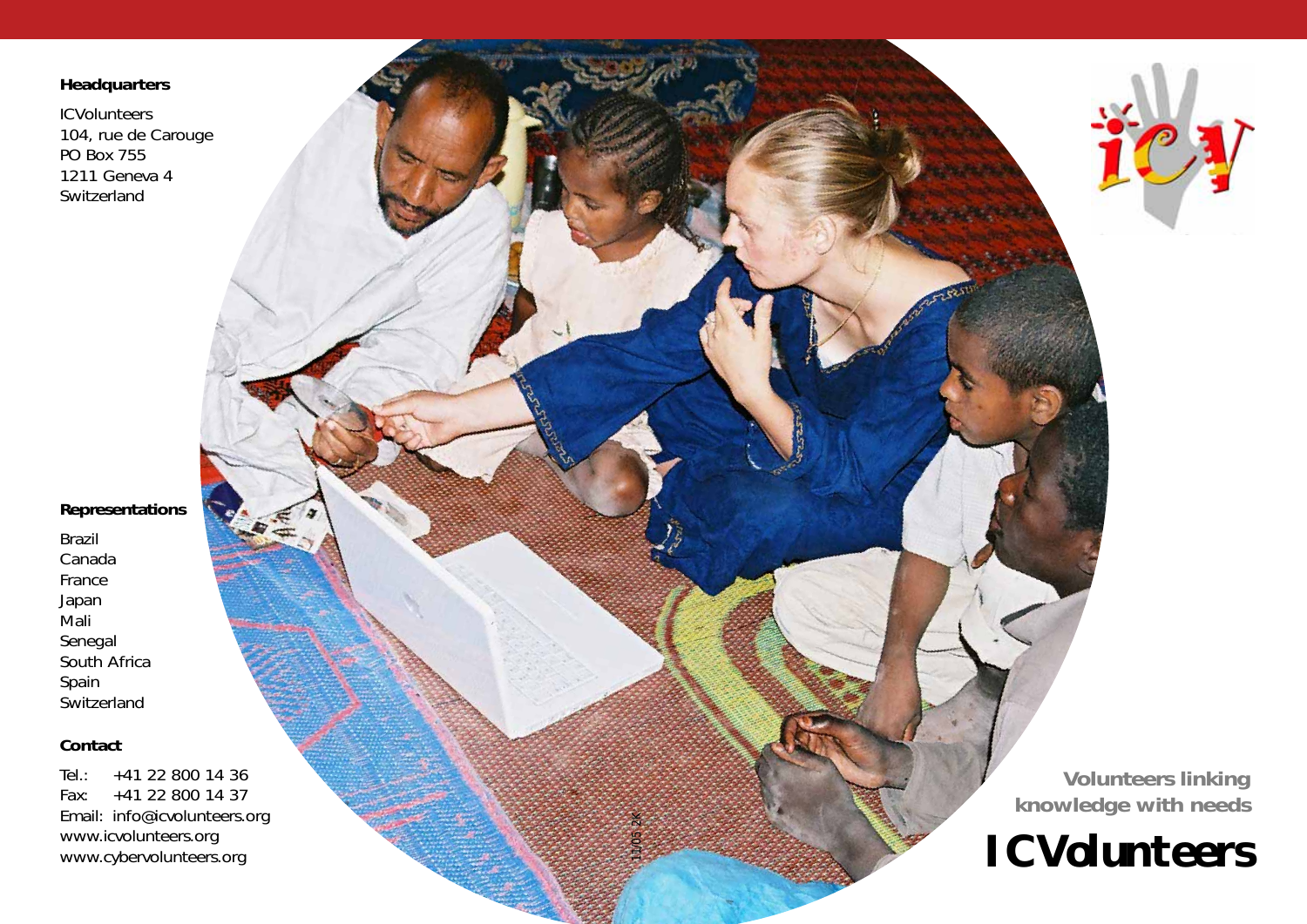**Headquarters**

ICVolunteers
104, rue de Carouge
PO Box 755
1211 Geneva 4
Switzerland

**Representations**

Brazil
Canada
France
Japan
Mali
Senegal
South Africa
Spain
Switzerland

**Contact**

Tel.: +41 22 800 14 36
Fax: +41 22 800 14 37
Email: info@icvolunteers.org
www.icvolunteers.org
www.cybervolunteers.org

**Volunteers linking knowledge with needs**

# ICVolunteers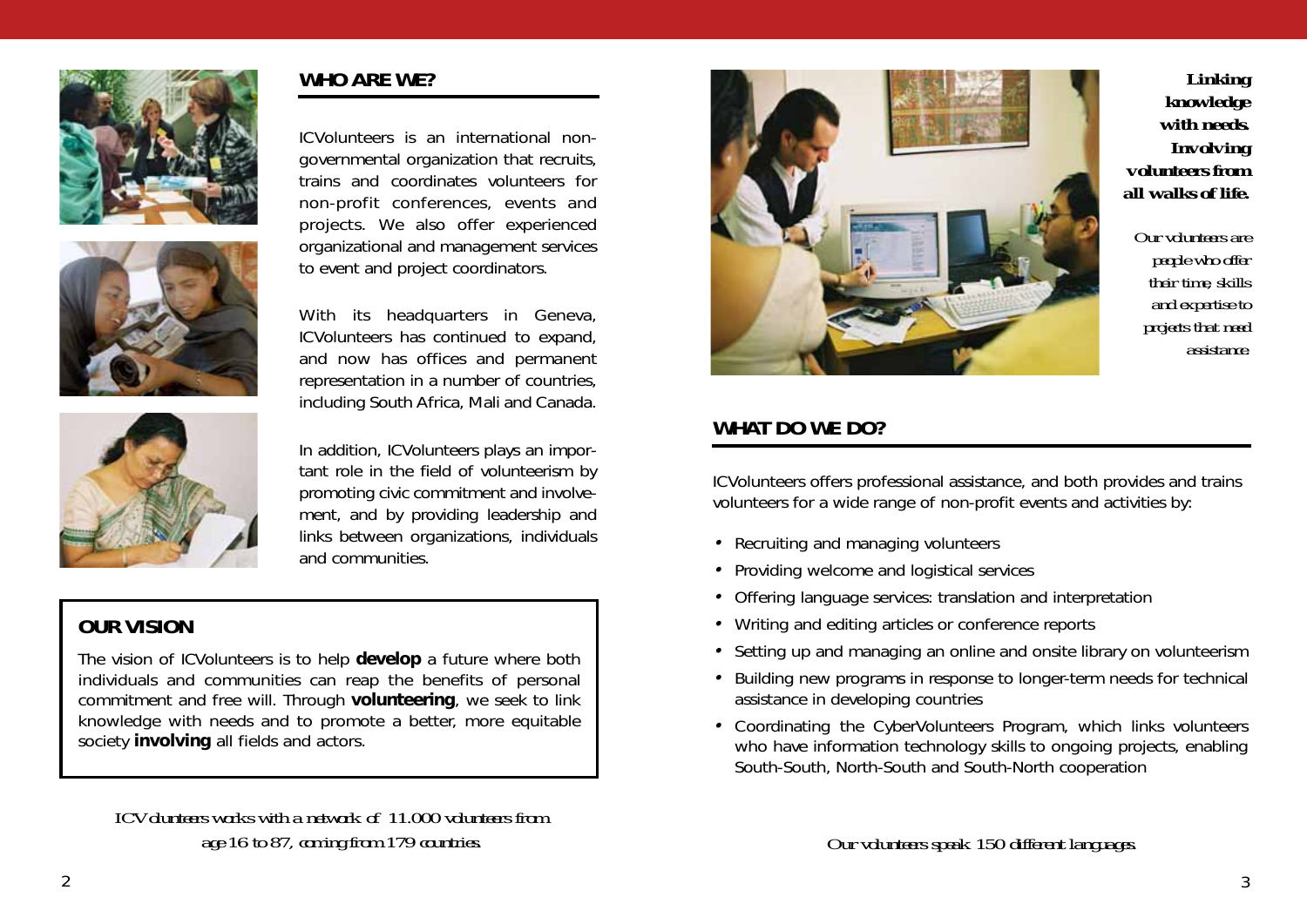## WHO ARE WE?

ICVolunteers is an international non-governmental organization that recruits, trains and coordinates volunteers for non-profit conferences, events and projects. We also offer experienced organizational and management services to event and project coordinators.

With its headquarters in Geneva, ICVolunteers has continued to expand, and now has offices and permanent representation in a number of countries, including South Africa, Mali and Canada.

In addition, ICVolunteers plays an important role in the field of volunteerism by promoting civic commitment and involvement, and by providing leadership and links between organizations, individuals and communities.

### OUR VISION

The vision of ICVolunteers is to help **develop** a future where both individuals and communities can reap the benefits of personal commitment and free will. Through **volunteering**, we seek to link knowledge with needs and to promote a better, more equitable society **involving** all fields and actors.

*ICVolunteers works with a network of 11.000 volunteers from age 16 to 87, coming from 179 countries.*

***Linking knowledge with needs. Involving volunteers from all walks of life.***

*Our volunteers are people who offer their time, skills and expertise to projects that need assistance.*

## WHAT DO WE DO?

ICVolunteers offers professional assistance, and both provides and trains volunteers for a wide range of non-profit events and activities by:

- Recruiting and managing volunteers
- Providing welcome and logistical services
- Offering language services: translation and interpretation
- Writing and editing articles or conference reports
- Setting up and managing an online and onsite library on volunteerism
- Building new programs in response to longer-term needs for technical assistance in developing countries
- Coordinating the CyberVolunteers Program, which links volunteers who have information technology skills to ongoing projects, enabling South-South, North-South and South-North cooperation

*Our volunteers speak 150 different languages.*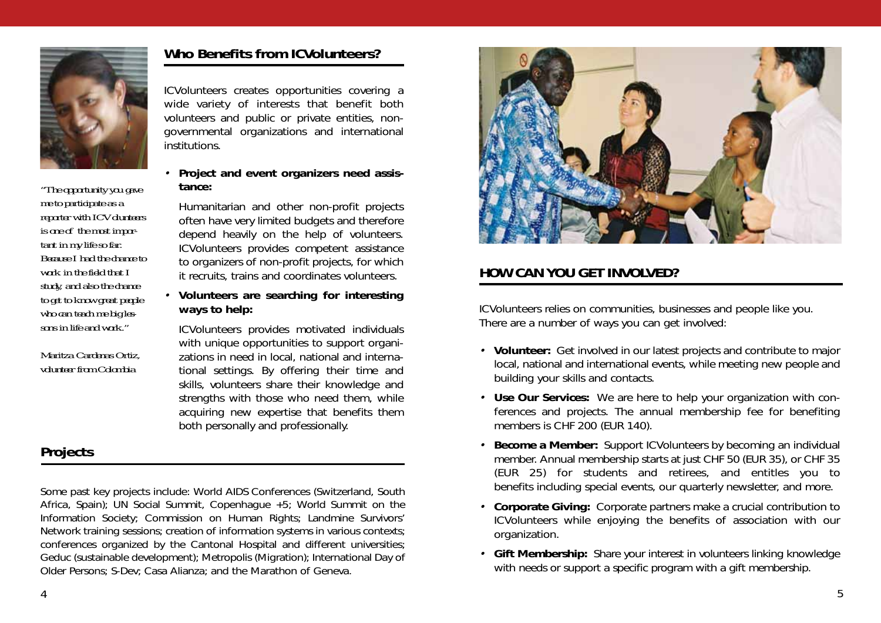“The opportunity you gave me to participate as a reporter with ICVolunteers is one of the most important in my life so far. Because I had the chance to work in the field that I study, and also the chance to get to know great people who can teach me big lessons in life and work.”

Maritza Cardenas Ortiz, volunteer from Colombia

## Who Benefits from ICVolunteers?

ICVolunteers creates opportunities covering a wide variety of interests that benefit both volunteers and public or private entities, non-governmental organizations and international institutions.

- **Project and event organizers need assistance:**

  Humanitarian and other non-profit projects often have very limited budgets and therefore depend heavily on the help of volunteers. ICVolunteers provides competent assistance to organizers of non-profit projects, for which it recruits, trains and coordinates volunteers.

- **Volunteers are searching for interesting ways to help:**

  ICVolunteers provides motivated individuals with unique opportunities to support organizations in need in local, national and international settings. By offering their time and skills, volunteers share their knowledge and strengths with those who need them, while acquiring new expertise that benefits them both personally and professionally.

## Projects

Some past key projects include: World AIDS Conferences (Switzerland, South Africa, Spain); UN Social Summit, Copenhague +5; World Summit on the Information Society; Commission on Human Rights; Landmine Survivors' Network training sessions; creation of information systems in various contexts; conferences organized by the Cantonal Hospital and different universities; Geduc (sustainable development); Metropolis (Migration); International Day of Older Persons; S-Dev; Casa Alianza; and the Marathon of Geneva.

## HOW CAN YOU GET INVOLVED?

ICVolunteers relies on communities, businesses and people like you. There are a number of ways you can get involved:

- **Volunteer:** Get involved in our latest projects and contribute to major local, national and international events, while meeting new people and building your skills and contacts.
- **Use Our Services:** We are here to help your organization with conferences and projects. The annual membership fee for benefiting members is CHF 200 (EUR 140).
- **Become a Member:** Support ICVolunteers by becoming an individual member. Annual membership starts at just CHF 50 (EUR 35), or CHF 35 (EUR 25) for students and retirees, and entitles you to benefits including special events, our quarterly newsletter, and more.
- **Corporate Giving:** Corporate partners make a crucial contribution to ICVolunteers while enjoying the benefits of association with our organization.
- **Gift Membership:** Share your interest in volunteers linking knowledge with needs or support a specific program with a gift membership.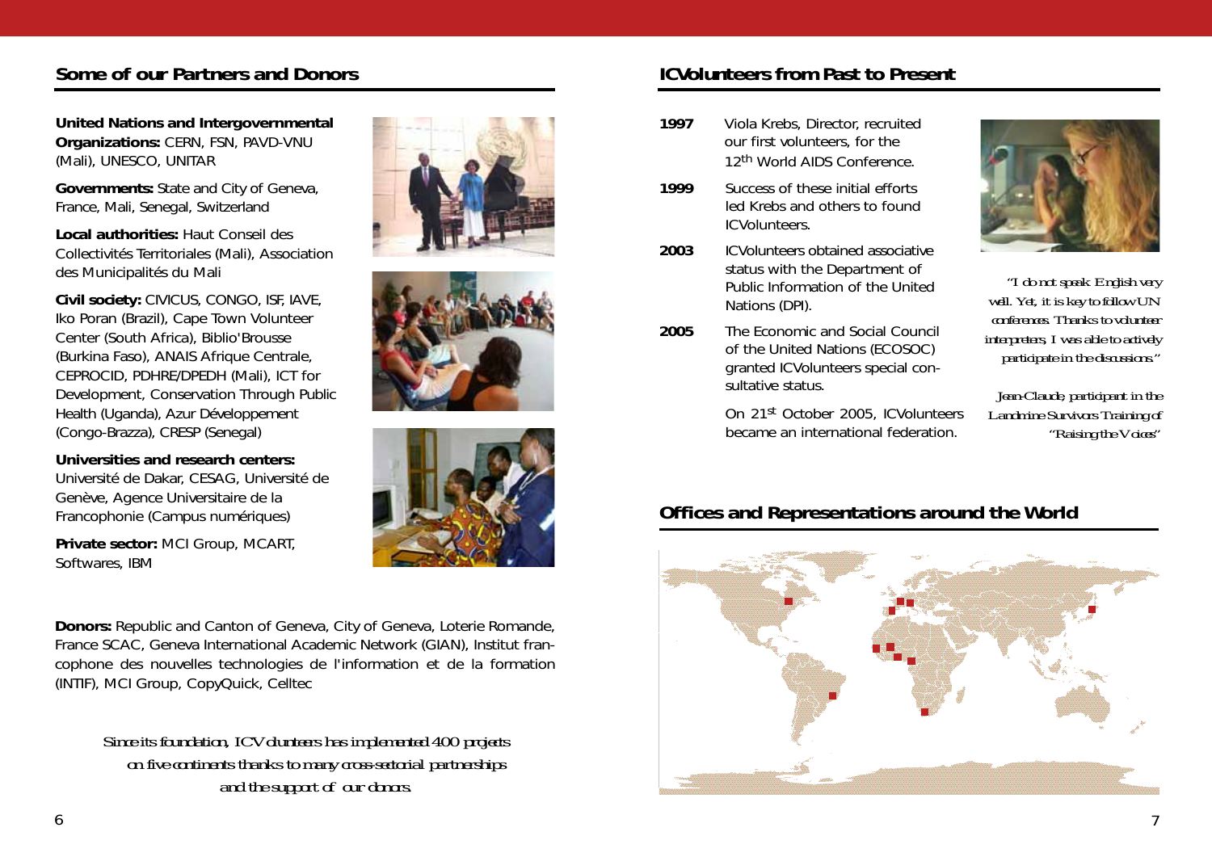## Some of our Partners and Donors

**United Nations and Intergovernmental Organizations:** CERN, FSN, PAVD-VNU (Mali), UNESCO, UNITAR

**Governments:** State and City of Geneva, France, Mali, Senegal, Switzerland

**Local authorities:** Haut Conseil des Collectivités Territoriales (Mali), Association des Municipalités du Mali

**Civil society:** CIVICUS, CONGO, ISF, IAVE, Iko Poran (Brazil), Cape Town Volunteer Center (South Africa), Biblio'Brousse (Burkina Faso), ANAIS Afrique Centrale, CEPROCID, PDHRE/DPEDH (Mali), ICT for Development, Conservation Through Public Health (Uganda), Azur Développement (Congo-Brazza), CRESP (Senegal)

**Universities and research centers:** Université de Dakar, CESAG, Université de Genève, Agence Universitaire de la Francophonie (Campus numériques)

**Private sector:** MCI Group, MCART, Softwares, IBM

**Donors:** Republic and Canton of Geneva, City of Geneva, Loterie Romande, France SCAC, Geneva International Academic Network (GIAN), Institut francophone des nouvelles technologies de l'information et de la formation (INTIF), MCI Group, CopyQuick, Celltec

*Since its foundation, ICVolunteers has implemented 400 projects on five continents thanks to many cross-sectorial partnerships and the support of our donors.*

## ICVolunteers from Past to Present

**1997** Viola Krebs, Director, recruited our first volunteers, for the 12th World AIDS Conference.

**1999** Success of these initial efforts led Krebs and others to found ICVolunteers.

**2003** ICVolunteers obtained associative status with the Department of Public Information of the United Nations (DPI).

**2005** The Economic and Social Council of the United Nations (ECOSOC) granted ICVolunteers special consultative status.

On 21st October 2005, ICVolunteers became an international federation.

*"I do not speak English very well. Yet, it is key to follow UN conferences. Thanks to volunteer interpreters, I was able to actively participate in the discussions."*

*Jean-Claude, participant in the Landmine Survivors Training of "Raising the Voices"*

## Offices and Representations around the World